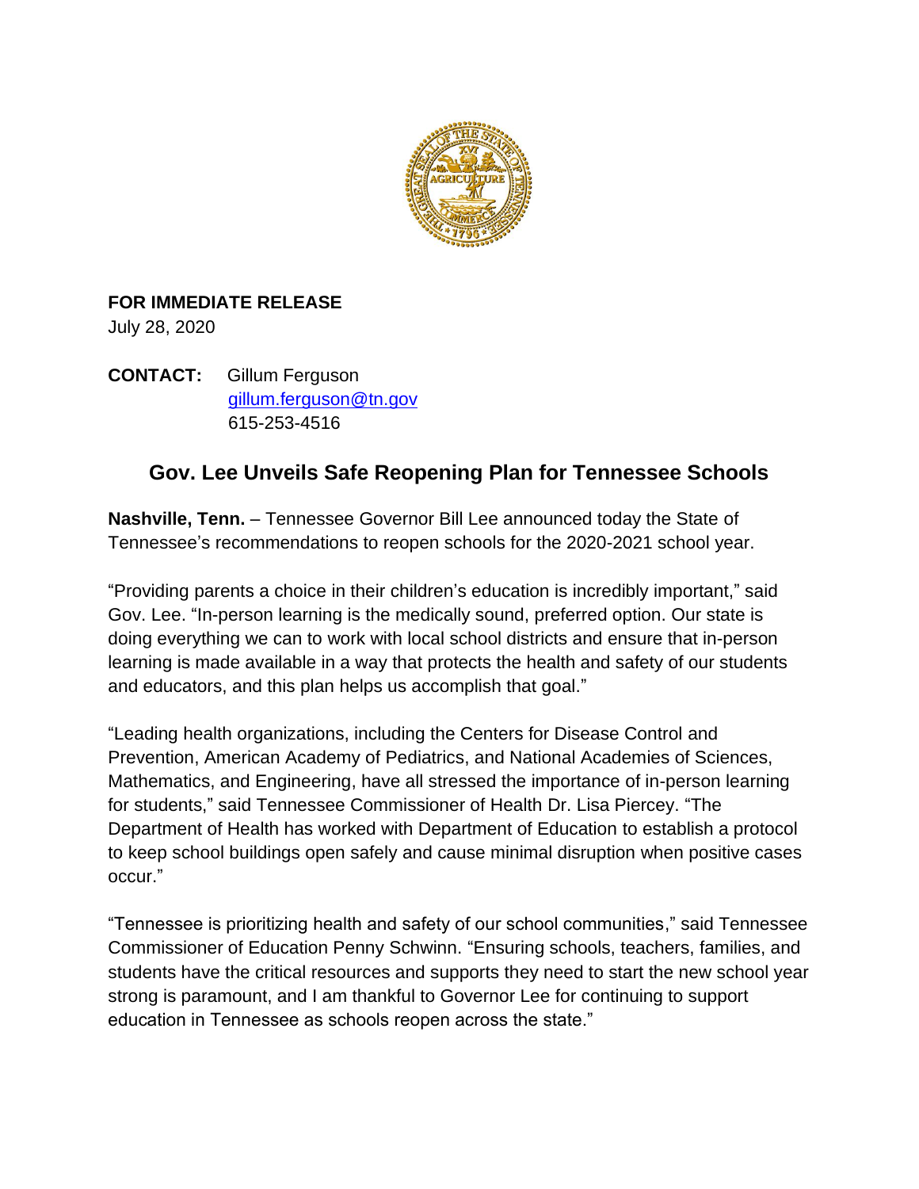**FOR IMMEDIATE RELEASE**
July 28, 2020

**CONTACT:** Gillum Ferguson
[gillum.ferguson@tn.gov](mailto:gillum.ferguson@tn.gov)
615-253-4516

## Gov. Lee Unveils Safe Reopening Plan for Tennessee Schools

**Nashville, Tenn.** – Tennessee Governor Bill Lee announced today the State of Tennessee's recommendations to reopen schools for the 2020-2021 school year.

"Providing parents a choice in their children's education is incredibly important," said Gov. Lee. "In-person learning is the medically sound, preferred option. Our state is doing everything we can to work with local school districts and ensure that in-person learning is made available in a way that protects the health and safety of our students and educators, and this plan helps us accomplish that goal."

"Leading health organizations, including the Centers for Disease Control and Prevention, American Academy of Pediatrics, and National Academies of Sciences, Mathematics, and Engineering, have all stressed the importance of in-person learning for students," said Tennessee Commissioner of Health Dr. Lisa Piercey. "The Department of Health has worked with Department of Education to establish a protocol to keep school buildings open safely and cause minimal disruption when positive cases occur."

"Tennessee is prioritizing health and safety of our school communities," said Tennessee Commissioner of Education Penny Schwinn. "Ensuring schools, teachers, families, and students have the critical resources and supports they need to start the new school year strong is paramount, and I am thankful to Governor Lee for continuing to support education in Tennessee as schools reopen across the state."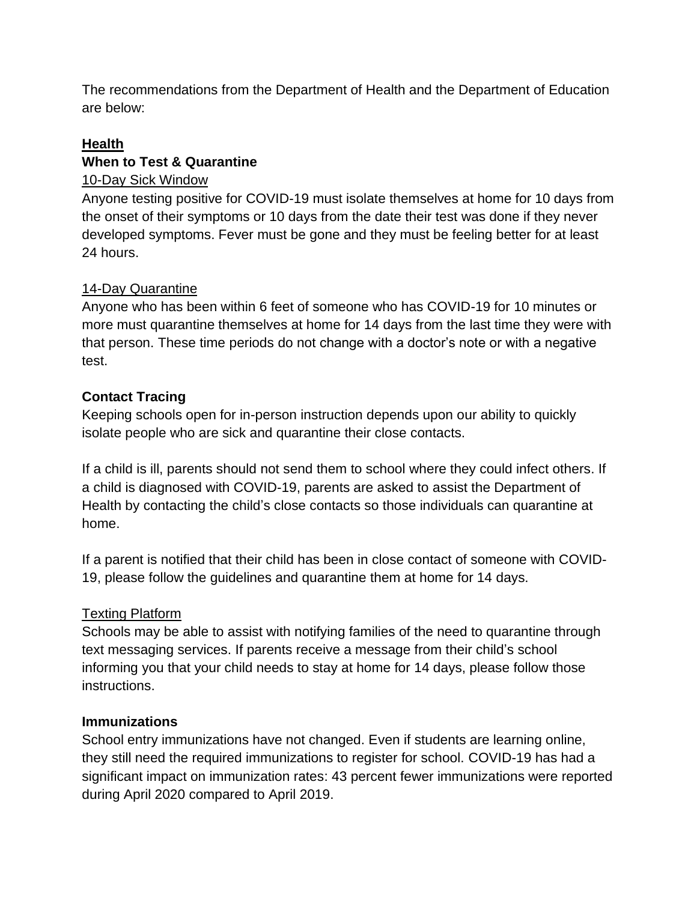The recommendations from the Department of Health and the Department of Education are below:

## Health

### When to Test & Quarantine

#### 10-Day Sick Window

Anyone testing positive for COVID-19 must isolate themselves at home for 10 days from the onset of their symptoms or 10 days from the date their test was done if they never developed symptoms. Fever must be gone and they must be feeling better for at least 24 hours.

#### 14-Day Quarantine

Anyone who has been within 6 feet of someone who has COVID-19 for 10 minutes or more must quarantine themselves at home for 14 days from the last time they were with that person. These time periods do not change with a doctor's note or with a negative test.

### Contact Tracing

Keeping schools open for in-person instruction depends upon our ability to quickly isolate people who are sick and quarantine their close contacts.

If a child is ill, parents should not send them to school where they could infect others. If a child is diagnosed with COVID-19, parents are asked to assist the Department of Health by contacting the child's close contacts so those individuals can quarantine at home.

If a parent is notified that their child has been in close contact of someone with COVID-19, please follow the guidelines and quarantine them at home for 14 days.

#### Texting Platform

Schools may be able to assist with notifying families of the need to quarantine through text messaging services. If parents receive a message from their child's school informing you that your child needs to stay at home for 14 days, please follow those instructions.

### Immunizations

School entry immunizations have not changed. Even if students are learning online, they still need the required immunizations to register for school. COVID-19 has had a significant impact on immunization rates: 43 percent fewer immunizations were reported during April 2020 compared to April 2019.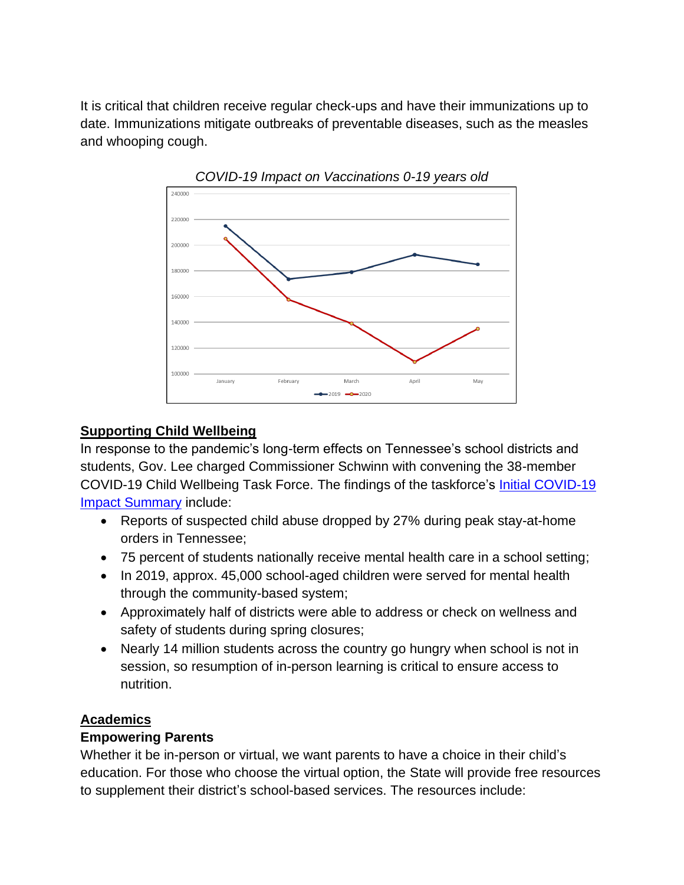It is critical that children receive regular check-ups and have their immunizations up to date. Immunizations mitigate outbreaks of preventable diseases, such as the measles and whooping cough.

*COVID-19 Impact on Vaccinations 0-19 years old*

## Supporting Child Wellbeing

In response to the pandemic's long-term effects on Tennessee's school districts and students, Gov. Lee charged Commissioner Schwinn with convening the 38-member COVID-19 Child Wellbeing Task Force. The findings of the taskforce's [Initial COVID-19 Impact Summary]() include:

- Reports of suspected child abuse dropped by 27% during peak stay-at-home orders in Tennessee;
- 75 percent of students nationally receive mental health care in a school setting;
- In 2019, approx. 45,000 school-aged children were served for mental health through the community-based system;
- Approximately half of districts were able to address or check on wellness and safety of students during spring closures;
- Nearly 14 million students across the country go hungry when school is not in session, so resumption of in-person learning is critical to ensure access to nutrition.

## Academics

### Empowering Parents

Whether it be in-person or virtual, we want parents to have a choice in their child's education. For those who choose the virtual option, the State will provide free resources to supplement their district's school-based services. The resources include: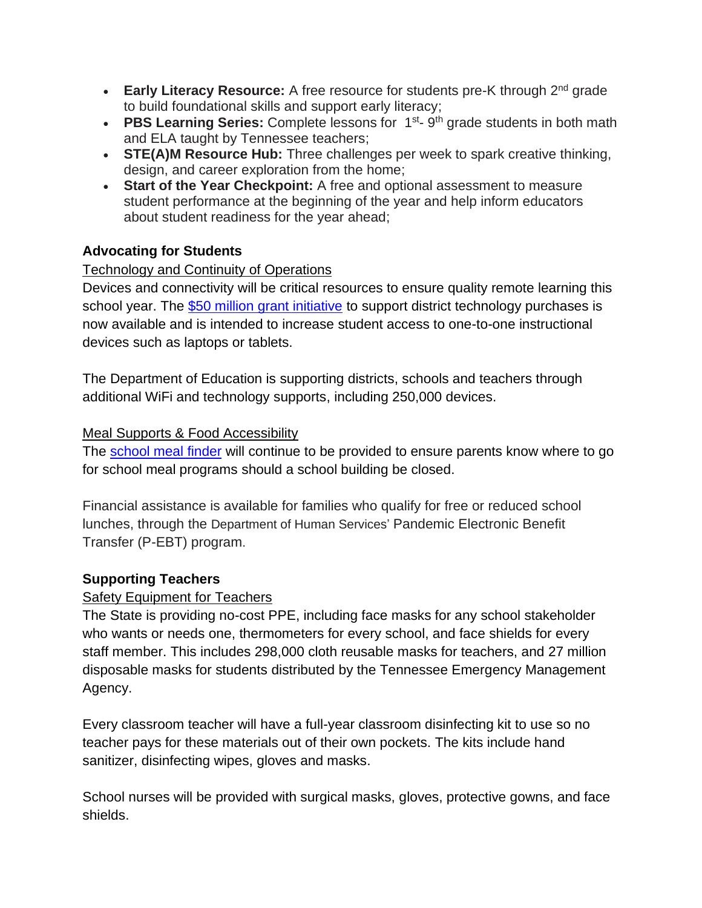- **Early Literacy Resource:** A free resource for students pre-K through 2nd grade to build foundational skills and support early literacy;
- **PBS Learning Series:** Complete lessons for 1st- 9th grade students in both math and ELA taught by Tennessee teachers;
- **STE(A)M Resource Hub:** Three challenges per week to spark creative thinking, design, and career exploration from the home;
- **Start of the Year Checkpoint:** A free and optional assessment to measure student performance at the beginning of the year and help inform educators about student readiness for the year ahead;

**Advocating for Students**

Technology and Continuity of Operations

Devices and connectivity will be critical resources to ensure quality remote learning this school year. The $50 million grant initiative to support district technology purchases is now available and is intended to increase student access to one-to-one instructional devices such as laptops or tablets.

The Department of Education is supporting districts, schools and teachers through additional WiFi and technology supports, including 250,000 devices.

Meal Supports & Food Accessibility

The school meal finder will continue to be provided to ensure parents know where to go for school meal programs should a school building be closed.

Financial assistance is available for families who qualify for free or reduced school lunches, through the Department of Human Services' Pandemic Electronic Benefit Transfer (P-EBT) program.

**Supporting Teachers**

Safety Equipment for Teachers

The State is providing no-cost PPE, including face masks for any school stakeholder who wants or needs one, thermometers for every school, and face shields for every staff member. This includes 298,000 cloth reusable masks for teachers, and 27 million disposable masks for students distributed by the Tennessee Emergency Management Agency.

Every classroom teacher will have a full-year classroom disinfecting kit to use so no teacher pays for these materials out of their own pockets. The kits include hand sanitizer, disinfecting wipes, gloves and masks.

School nurses will be provided with surgical masks, gloves, protective gowns, and face shields.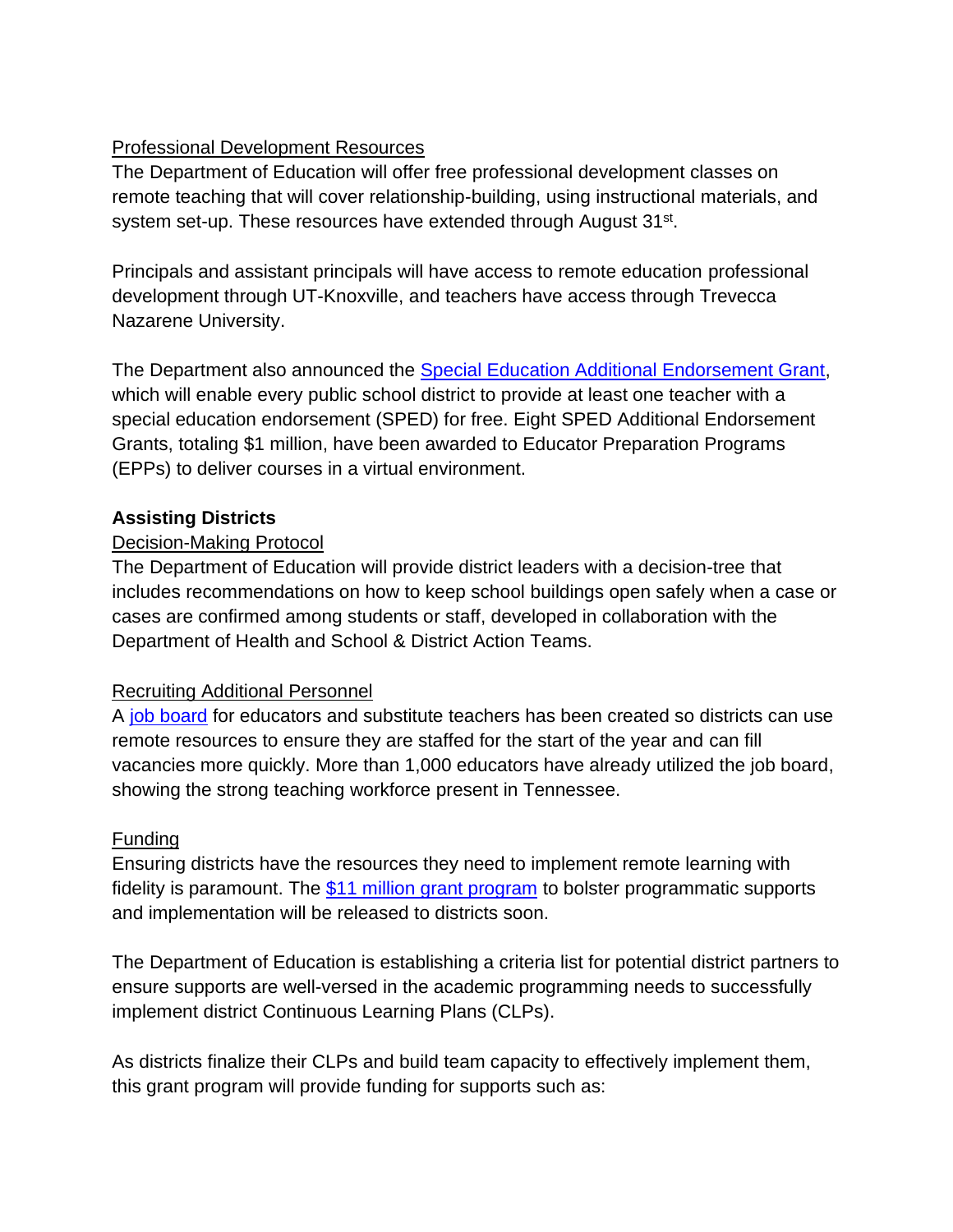Professional Development Resources

The Department of Education will offer free professional development classes on remote teaching that will cover relationship-building, using instructional materials, and system set-up. These resources have extended through August 31st.

Principals and assistant principals will have access to remote education professional development through UT-Knoxville, and teachers have access through Trevecca Nazarene University.

The Department also announced the [Special Education Additional Endorsement Grant](), which will enable every public school district to provide at least one teacher with a special education endorsement (SPED) for free. Eight SPED Additional Endorsement Grants, totaling $1 million, have been awarded to Educator Preparation Programs (EPPs) to deliver courses in a virtual environment.

**Assisting Districts**

Decision-Making Protocol

The Department of Education will provide district leaders with a decision-tree that includes recommendations on how to keep school buildings open safely when a case or cases are confirmed among students or staff, developed in collaboration with the Department of Health and School & District Action Teams.

Recruiting Additional Personnel

A [job board]() for educators and substitute teachers has been created so districts can use remote resources to ensure they are staffed for the start of the year and can fill vacancies more quickly. More than 1,000 educators have already utilized the job board, showing the strong teaching workforce present in Tennessee.

Funding

Ensuring districts have the resources they need to implement remote learning with fidelity is paramount. The [$11 million grant program]() to bolster programmatic supports and implementation will be released to districts soon.

The Department of Education is establishing a criteria list for potential district partners to ensure supports are well-versed in the academic programming needs to successfully implement district Continuous Learning Plans (CLPs).

As districts finalize their CLPs and build team capacity to effectively implement them, this grant program will provide funding for supports such as: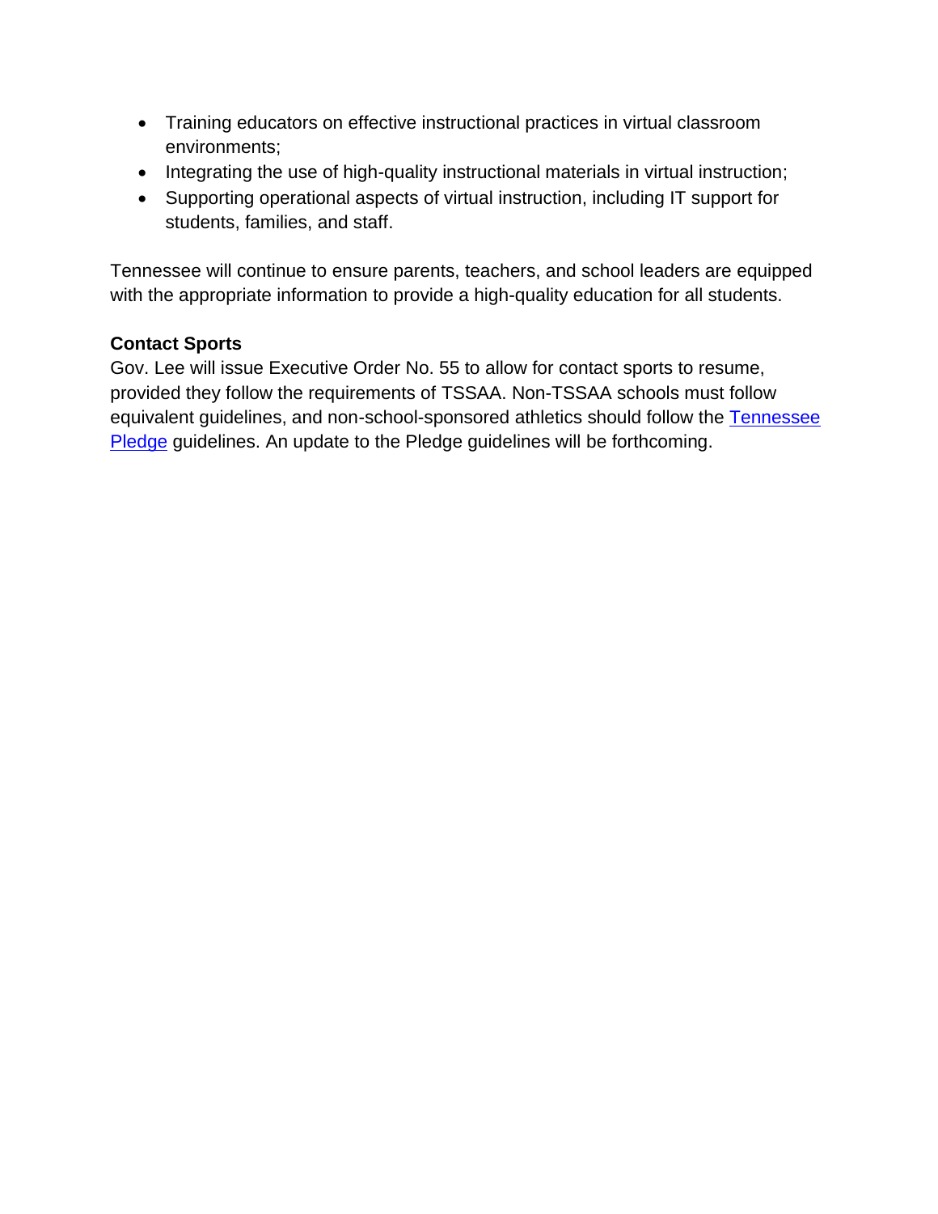- Training educators on effective instructional practices in virtual classroom environments;
- Integrating the use of high-quality instructional materials in virtual instruction;
- Supporting operational aspects of virtual instruction, including IT support for students, families, and staff.

Tennessee will continue to ensure parents, teachers, and school leaders are equipped with the appropriate information to provide a high-quality education for all students.

**Contact Sports**

Gov. Lee will issue Executive Order No. 55 to allow for contact sports to resume, provided they follow the requirements of TSSAA. Non-TSSAA schools must follow equivalent guidelines, and non-school-sponsored athletics should follow the Tennessee Pledge guidelines. An update to the Pledge guidelines will be forthcoming.